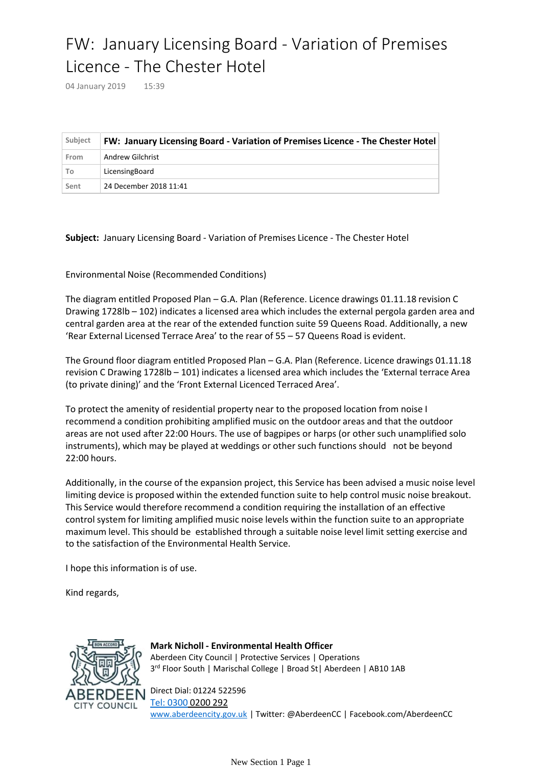# FW: January Licensing Board - Variation of Premises Licence - The Chester Hotel

04 January 2019 15:39

| Subject | FW: January Licensing Board - Variation of Premises Licence - The Chester Hotel |
|---|---|
| From | Andrew Gilchrist |
| To | LicensingBoard |
| Sent | 24 December 2018 11:41 |

**Subject:** January Licensing Board - Variation of Premises Licence - The Chester Hotel

Environmental Noise (Recommended Conditions)

The diagram entitled Proposed Plan – G.A. Plan (Reference. Licence drawings 01.11.18 revision C Drawing 1728lb – 102) indicates a licensed area which includes the external pergola garden area and central garden area at the rear of the extended function suite 59 Queens Road. Additionally, a new 'Rear External Licensed Terrace Area' to the rear of 55 – 57 Queens Road is evident.

The Ground floor diagram entitled Proposed Plan – G.A. Plan (Reference. Licence drawings 01.11.18 revision C Drawing 1728lb – 101) indicates a licensed area which includes the 'External terrace Area (to private dining)' and the 'Front External Licenced Terraced Area'.

To protect the amenity of residential property near to the proposed location from noise I recommend a condition prohibiting amplified music on the outdoor areas and that the outdoor areas are not used after 22:00 Hours. The use of bagpipes or harps (or other such unamplified solo instruments), which may be played at weddings or other such functions should not be beyond 22:00 hours.

Additionally, in the course of the expansion project, this Service has been advised a music noise level limiting device is proposed within the extended function suite to help control music noise breakout. This Service would therefore recommend a condition requiring the installation of an effective control system for limiting amplified music noise levels within the function suite to an appropriate maximum level. This should be established through a suitable noise level limit setting exercise and to the satisfaction of the Environmental Health Service.

I hope this information is of use.

Kind regards,

**Mark Nicholl - Environmental Health Officer**
Aberdeen City Council | Protective Services | Operations
3rd Floor South | Marischal College | Broad St| Aberdeen | AB10 1AB

Direct Dial: 01224 522596
Tel: 0300 0200 292
www.aberdeencity.gov.uk | Twitter: @AberdeenCC | Facebook.com/AberdeenCC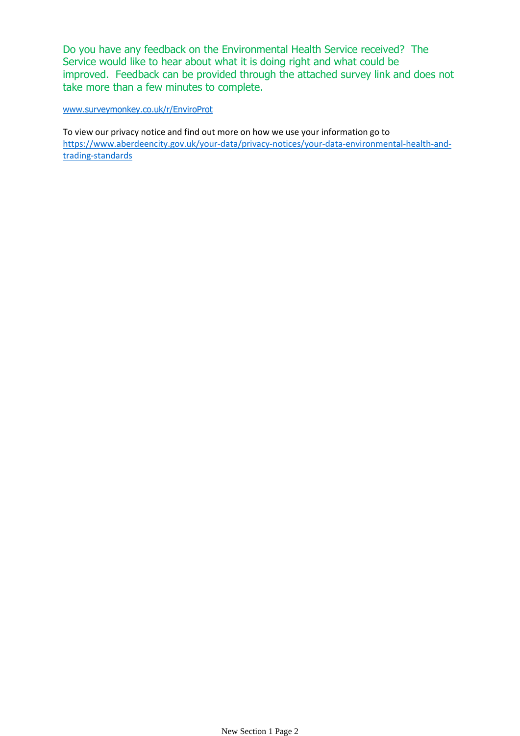Do you have any feedback on the Environmental Health Service received? The Service would like to hear about what it is doing right and what could be improved. Feedback can be provided through the attached survey link and does not take more than a few minutes to complete.

www.surveymonkey.co.uk/r/EnviroProt

To view our privacy notice and find out more on how we use your information go to https://www.aberdeencity.gov.uk/your-data/privacy-notices/your-data-environmental-health-and-trading-standards